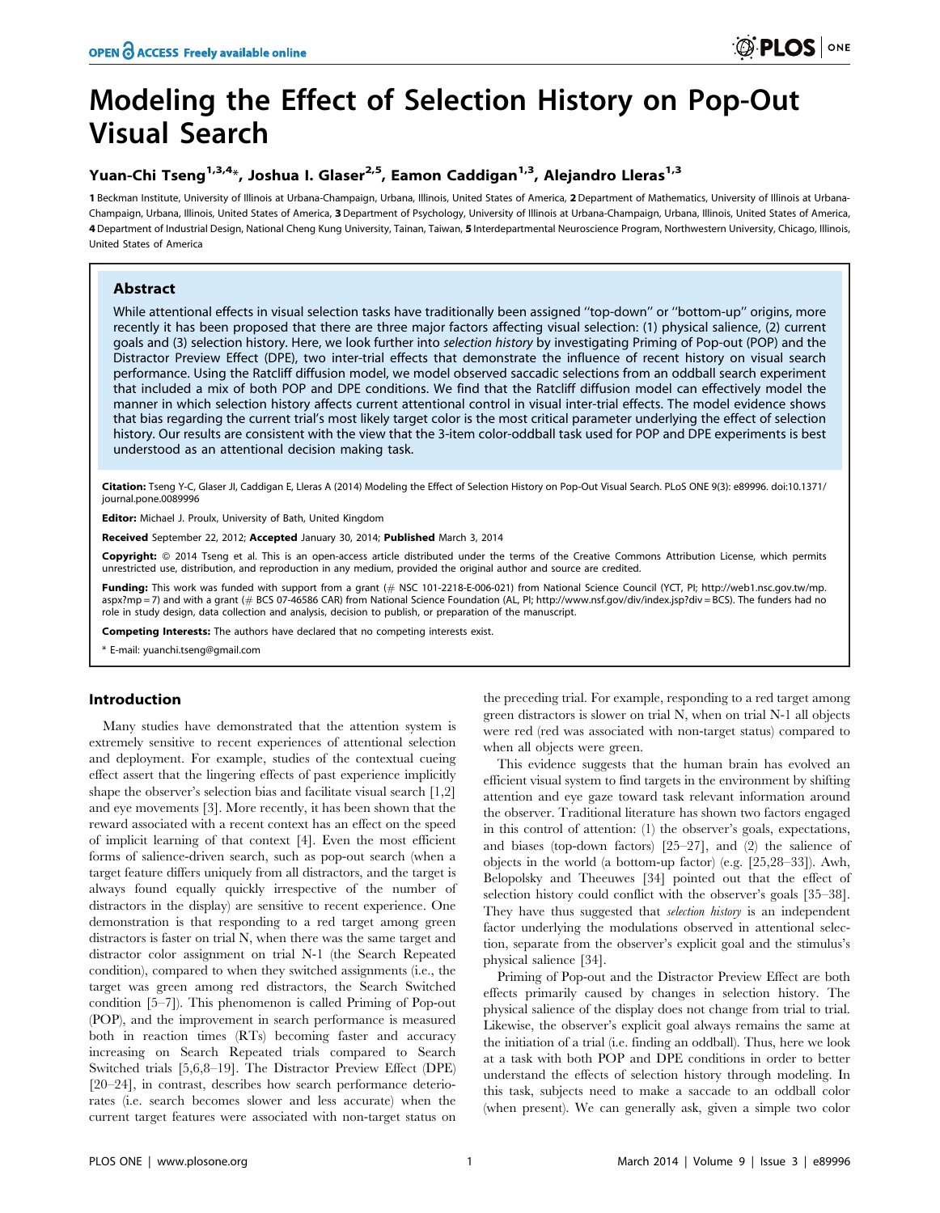# Modeling the Effect of Selection History on Pop-Out Visual Search

**Yuan-Chi Tseng[1,3,4]\*, Joshua I. Glaser[2,5], Eamon Caddigan[1,3], Alejandro Lleras[1,3]**

1 Beckman Institute, University of Illinois at Urbana-Champaign, Urbana, Illinois, United States of America, 2 Department of Mathematics, University of Illinois at Urbana-Champaign, Urbana, Illinois, United States of America, 3 Department of Psychology, University of Illinois at Urbana-Champaign, Urbana, Illinois, United States of America, 4 Department of Industrial Design, National Cheng Kung University, Tainan, Taiwan, 5 Interdepartmental Neuroscience Program, Northwestern University, Chicago, Illinois, United States of America

## Abstract

While attentional effects in visual selection tasks have traditionally been assigned ''top-down'' or ''bottom-up'' origins, more recently it has been proposed that there are three major factors affecting visual selection: (1) physical salience, (2) current goals and (3) selection history. Here, we look further into *selection history* by investigating Priming of Pop-out (POP) and the Distractor Preview Effect (DPE), two inter-trial effects that demonstrate the influence of recent history on visual search performance. Using the Ratcliff diffusion model, we model observed saccadic selections from an oddball search experiment that included a mix of both POP and DPE conditions. We find that the Ratcliff diffusion model can effectively model the manner in which selection history affects current attentional control in visual inter-trial effects. The model evidence shows that bias regarding the current trial's most likely target color is the most critical parameter underlying the effect of selection history. Our results are consistent with the view that the 3-item color-oddball task used for POP and DPE experiments is best understood as an attentional decision making task.

**Citation:** Tseng Y-C, Glaser JI, Caddigan E, Lleras A (2014) Modeling the Effect of Selection History on Pop-Out Visual Search. PLoS ONE 9(3): e89996. doi:10.1371/journal.pone.0089996

**Editor:** Michael J. Proulx, University of Bath, United Kingdom

**Received** September 22, 2012; **Accepted** January 30, 2014; **Published** March 3, 2014

**Copyright:** © 2014 Tseng et al. This is an open-access article distributed under the terms of the Creative Commons Attribution License, which permits unrestricted use, distribution, and reproduction in any medium, provided the original author and source are credited.

**Funding:** This work was funded with support from a grant (# NSC 101-2218-E-006-021) from National Science Council (YCT, PI; http://web1.nsc.gov.tw/mp.aspx?mp = 7) and with a grant (# BCS 07-46586 CAR) from National Science Foundation (AL, PI; http://www.nsf.gov/div/index.jsp?div = BCS). The funders had no role in study design, data collection and analysis, decision to publish, or preparation of the manuscript.

**Competing Interests:** The authors have declared that no competing interests exist.

\* E-mail: yuanchi.tseng@gmail.com

## Introduction

Many studies have demonstrated that the attention system is extremely sensitive to recent experiences of attentional selection and deployment. For example, studies of the contextual cueing effect assert that the lingering effects of past experience implicitly shape the observer's selection bias and facilitate visual search [1,2] and eye movements [3]. More recently, it has been shown that the reward associated with a recent context has an effect on the speed of implicit learning of that context [4]. Even the most efficient forms of salience-driven search, such as pop-out search (when a target feature differs uniquely from all distractors, and the target is always found equally quickly irrespective of the number of distractors in the display) are sensitive to recent experience. One demonstration is that responding to a red target among green distractors is faster on trial N, when there was the same target and distractor color assignment on trial N-1 (the Search Repeated condition), compared to when they switched assignments (i.e., the target was green among red distractors, the Search Switched condition [5–7]). This phenomenon is called Priming of Pop-out (POP), and the improvement in search performance is measured both in reaction times (RTs) becoming faster and accuracy increasing on Search Repeated trials compared to Search Switched trials [5,6,8–19]. The Distractor Preview Effect (DPE) [20–24], in contrast, describes how search performance deteriorates (i.e. search becomes slower and less accurate) when the current target features were associated with non-target status on the preceding trial. For example, responding to a red target among green distractors is slower on trial N, when on trial N-1 all objects were red (red was associated with non-target status) compared to when all objects were green.

This evidence suggests that the human brain has evolved an efficient visual system to find targets in the environment by shifting attention and eye gaze toward task relevant information around the observer. Traditional literature has shown two factors engaged in this control of attention: (1) the observer's goals, expectations, and biases (top-down factors) [25–27], and (2) the salience of objects in the world (a bottom-up factor) (e.g. [25,28–33]). Awh, Belopolsky and Theeuwes [34] pointed out that the effect of selection history could conflict with the observer's goals [35–38]. They have thus suggested that *selection history* is an independent factor underlying the modulations observed in attentional selection, separate from the observer's explicit goal and the stimulus's physical salience [34].

Priming of Pop-out and the Distractor Preview Effect are both effects primarily caused by changes in selection history. The physical salience of the display does not change from trial to trial. Likewise, the observer's explicit goal always remains the same at the initiation of a trial (i.e. finding an oddball). Thus, here we look at a task with both POP and DPE conditions in order to better understand the effects of selection history through modeling. In this task, subjects need to make a saccade to an oddball color (when present). We can generally ask, given a simple two color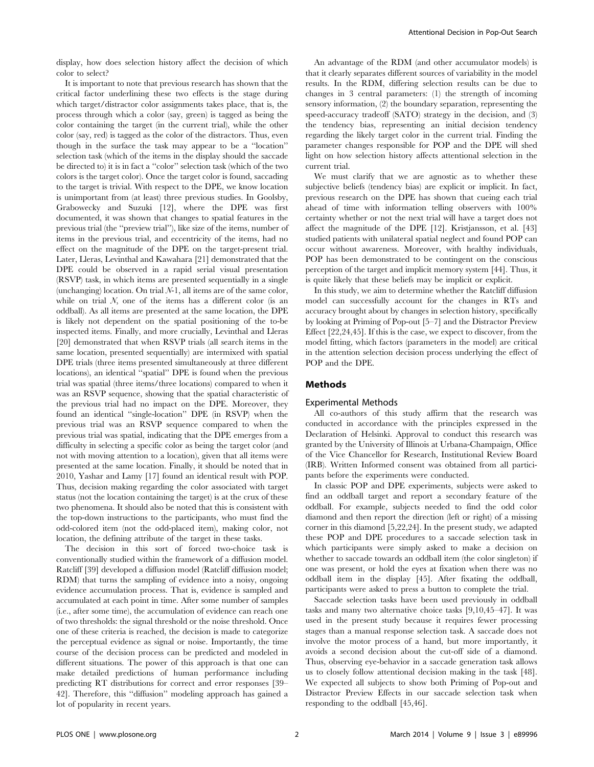display, how does selection history affect the decision of which color to select?

It is important to note that previous research has shown that the critical factor underlining these two effects is the stage during which target/distractor color assignments takes place, that is, the process through which a color (say, green) is tagged as being the color containing the target (in the current trial), while the other color (say, red) is tagged as the color of the distractors. Thus, even though in the surface the task may appear to be a ''location'' selection task (which of the items in the display should the saccade be directed to) it is in fact a ''color'' selection task (which of the two colors is the target color). Once the target color is found, saccading to the target is trivial. With respect to the DPE, we know location is unimportant from (at least) three previous studies. In Goolsby, Grabowecky and Suzuki [12], where the DPE was first documented, it was shown that changes to spatial features in the previous trial (the ''preview trial''), like size of the items, number of items in the previous trial, and eccentricity of the items, had no effect on the magnitude of the DPE on the target-present trial. Later, Lleras, Levinthal and Kawahara [21] demonstrated that the DPE could be observed in a rapid serial visual presentation (RSVP) task, in which items are presented sequentially in a single (unchanging) location. On trial *N*-1, all items are of the same color, while on trial *N*, one of the items has a different color (is an oddball). As all items are presented at the same location, the DPE is likely not dependent on the spatial positioning of the to-be inspected items. Finally, and more crucially, Levinthal and Lleras [20] demonstrated that when RSVP trials (all search items in the same location, presented sequentially) are intermixed with spatial DPE trials (three items presented simultaneously at three different locations), an identical ''spatial'' DPE is found when the previous trial was spatial (three items/three locations) compared to when it was an RSVP sequence, showing that the spatial characteristic of the previous trial had no impact on the DPE. Moreover, they found an identical ''single-location'' DPE (in RSVP) when the previous trial was an RSVP sequence compared to when the previous trial was spatial, indicating that the DPE emerges from a difficulty in selecting a specific color as being the target color (and not with moving attention to a location), given that all items were presented at the same location. Finally, it should be noted that in 2010, Yashar and Lamy [17] found an identical result with POP. Thus, decision making regarding the color associated with target status (not the location containing the target) is at the crux of these two phenomena. It should also be noted that this is consistent with the top-down instructions to the participants, who must find the odd-colored item (not the odd-placed item), making color, not location, the defining attribute of the target in these tasks.

The decision in this sort of forced two-choice task is conventionally studied within the framework of a diffusion model. Ratcliff [39] developed a diffusion model (Ratcliff diffusion model; RDM) that turns the sampling of evidence into a noisy, ongoing evidence accumulation process. That is, evidence is sampled and accumulated at each point in time. After some number of samples (i.e., after some time), the accumulation of evidence can reach one of two thresholds: the signal threshold or the noise threshold. Once one of these criteria is reached, the decision is made to categorize the perceptual evidence as signal or noise. Importantly, the time course of the decision process can be predicted and modeled in different situations. The power of this approach is that one can make detailed predictions of human performance including predicting RT distributions for correct and error responses [39–42]. Therefore, this ''diffusion'' modeling approach has gained a lot of popularity in recent years.

An advantage of the RDM (and other accumulator models) is that it clearly separates different sources of variability in the model results. In the RDM, differing selection results can be due to changes in 3 central parameters: (1) the strength of incoming sensory information, (2) the boundary separation, representing the speed-accuracy tradeoff (SATO) strategy in the decision, and (3) the tendency bias, representing an initial decision tendency regarding the likely target color in the current trial. Finding the parameter changes responsible for POP and the DPE will shed light on how selection history affects attentional selection in the current trial.

We must clarify that we are agnostic as to whether these subjective beliefs (tendency bias) are explicit or implicit. In fact, previous research on the DPE has shown that cueing each trial ahead of time with information telling observers with 100% certainty whether or not the next trial will have a target does not affect the magnitude of the DPE [12]. Kristjansson, et al. [43] studied patients with unilateral spatial neglect and found POP can occur without awareness. Moreover, with healthy individuals, POP has been demonstrated to be contingent on the conscious perception of the target and implicit memory system [44]. Thus, it is quite likely that these beliefs may be implicit or explicit.

In this study, we aim to determine whether the Ratcliff diffusion model can successfully account for the changes in RTs and accuracy brought about by changes in selection history, specifically by looking at Priming of Pop-out [5–7] and the Distractor Preview Effect [22,24,45]. If this is the case, we expect to discover, from the model fitting, which factors (parameters in the model) are critical in the attention selection decision process underlying the effect of POP and the DPE.

## Methods

### Experimental Methods

All co-authors of this study affirm that the research was conducted in accordance with the principles expressed in the Declaration of Helsinki. Approval to conduct this research was granted by the University of Illinois at Urbana-Champaign, Office of the Vice Chancellor for Research, Institutional Review Board (IRB). Written Informed consent was obtained from all participants before the experiments were conducted.

In classic POP and DPE experiments, subjects were asked to find an oddball target and report a secondary feature of the oddball. For example, subjects needed to find the odd color diamond and then report the direction (left or right) of a missing corner in this diamond [5,22,24]. In the present study, we adapted these POP and DPE procedures to a saccade selection task in which participants were simply asked to make a decision on whether to saccade towards an oddball item (the color singleton) if one was present, or hold the eyes at fixation when there was no oddball item in the display [45]. After fixating the oddball, participants were asked to press a button to complete the trial.

Saccade selection tasks have been used previously in oddball tasks and many two alternative choice tasks [9,10,45–47]. It was used in the present study because it requires fewer processing stages than a manual response selection task. A saccade does not involve the motor process of a hand, but more importantly, it avoids a second decision about the cut-off side of a diamond. Thus, observing eye-behavior in a saccade generation task allows us to closely follow attentional decision making in the task [48]. We expected all subjects to show both Priming of Pop-out and Distractor Preview Effects in our saccade selection task when responding to the oddball [45,46].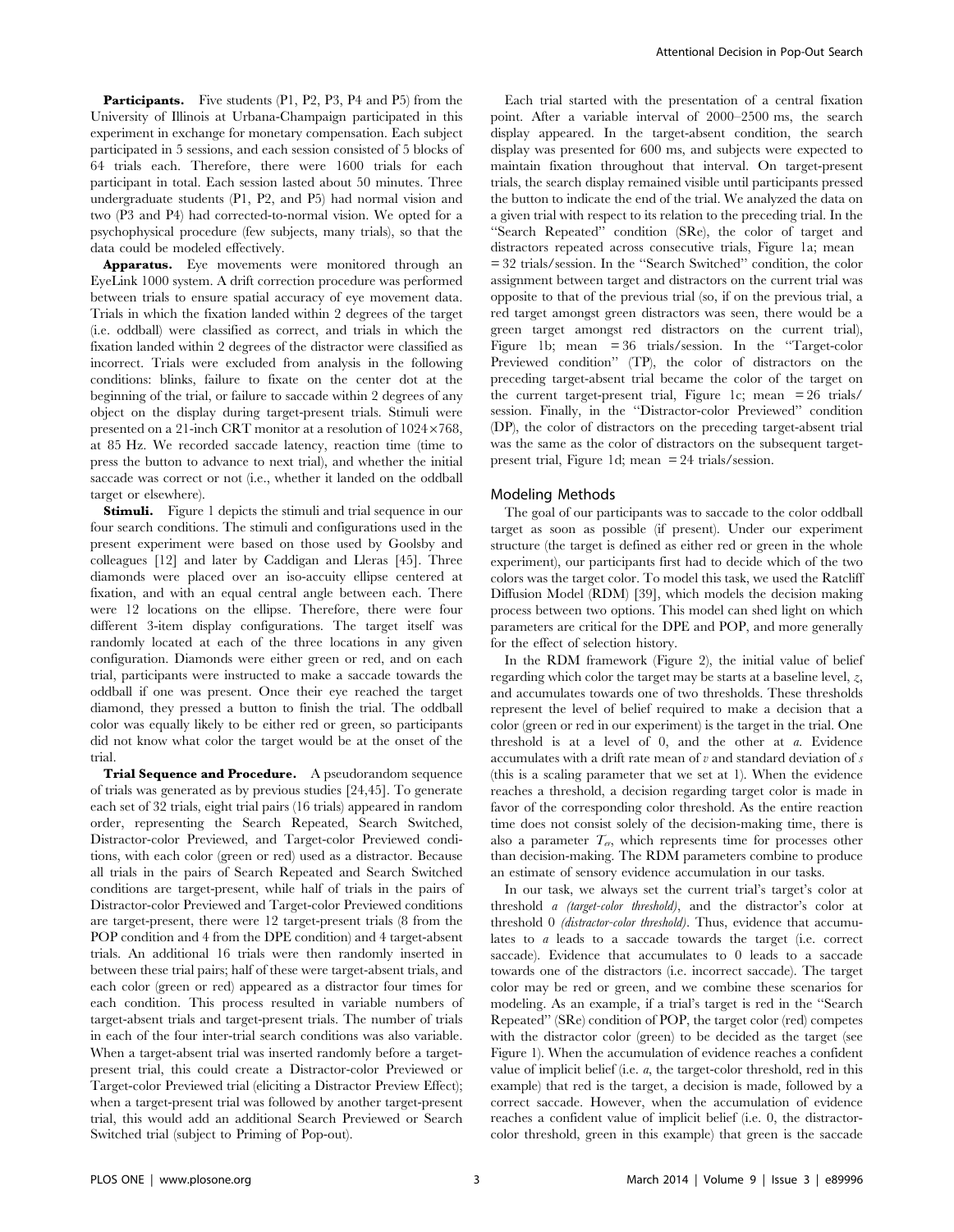**Participants.** Five students (P1, P2, P3, P4 and P5) from the University of Illinois at Urbana-Champaign participated in this experiment in exchange for monetary compensation. Each subject participated in 5 sessions, and each session consisted of 5 blocks of 64 trials each. Therefore, there were 1600 trials for each participant in total. Each session lasted about 50 minutes. Three undergraduate students (P1, P2, and P5) had normal vision and two (P3 and P4) had corrected-to-normal vision. We opted for a psychophysical procedure (few subjects, many trials), so that the data could be modeled effectively.

**Apparatus.** Eye movements were monitored through an EyeLink 1000 system. A drift correction procedure was performed between trials to ensure spatial accuracy of eye movement data. Trials in which the fixation landed within 2 degrees of the target (i.e. oddball) were classified as correct, and trials in which the fixation landed within 2 degrees of the distractor were classified as incorrect. Trials were excluded from analysis in the following conditions: blinks, failure to fixate on the center dot at the beginning of the trial, or failure to saccade within 2 degrees of any object on the display during target-present trials. Stimuli were presented on a 21-inch CRT monitor at a resolution of 1024×768, at 85 Hz. We recorded saccade latency, reaction time (time to press the button to advance to next trial), and whether the initial saccade was correct or not (i.e., whether it landed on the oddball target or elsewhere).

**Stimuli.** Figure 1 depicts the stimuli and trial sequence in our four search conditions. The stimuli and configurations used in the present experiment were based on those used by Goolsby and colleagues [12] and later by Caddigan and Lleras [45]. Three diamonds were placed over an iso-accuity ellipse centered at fixation, and with an equal central angle between each. There were 12 locations on the ellipse. Therefore, there were four different 3-item display configurations. The target itself was randomly located at each of the three locations in any given configuration. Diamonds were either green or red, and on each trial, participants were instructed to make a saccade towards the oddball if one was present. Once their eye reached the target diamond, they pressed a button to finish the trial. The oddball color was equally likely to be either red or green, so participants did not know what color the target would be at the onset of the trial.

**Trial Sequence and Procedure.** A pseudorandom sequence of trials was generated as by previous studies [24,45]. To generate each set of 32 trials, eight trial pairs (16 trials) appeared in random order, representing the Search Repeated, Search Switched, Distractor-color Previewed, and Target-color Previewed conditions, with each color (green or red) used as a distractor. Because all trials in the pairs of Search Repeated and Search Switched conditions are target-present, while half of trials in the pairs of Distractor-color Previewed and Target-color Previewed conditions are target-present, there were 12 target-present trials (8 from the POP condition and 4 from the DPE condition) and 4 target-absent trials. An additional 16 trials were then randomly inserted in between these trial pairs; half of these were target-absent trials, and each color (green or red) appeared as a distractor four times for each condition. This process resulted in variable numbers of target-absent trials and target-present trials. The number of trials in each of the four inter-trial search conditions was also variable. When a target-absent trial was inserted randomly before a target-present trial, this could create a Distractor-color Previewed or Target-color Previewed trial (eliciting a Distractor Preview Effect); when a target-present trial was followed by another target-present trial, this would add an additional Search Previewed or Search Switched trial (subject to Priming of Pop-out).

Each trial started with the presentation of a central fixation point. After a variable interval of 2000–2500 ms, the search display appeared. In the target-absent condition, the search display was presented for 600 ms, and subjects were expected to maintain fixation throughout that interval. On target-present trials, the search display remained visible until participants pressed the button to indicate the end of the trial. We analyzed the data on a given trial with respect to its relation to the preceding trial. In the "Search Repeated" condition (SRe), the color of target and distractors repeated across consecutive trials, Figure 1a; mean = 32 trials/session. In the "Search Switched" condition, the color assignment between target and distractors on the current trial was opposite to that of the previous trial (so, if on the previous trial, a red target amongst green distractors was seen, there would be a green target amongst red distractors on the current trial), Figure 1b; mean = 36 trials/session. In the "Target-color Previewed condition" (TP), the color of distractors on the preceding target-absent trial became the color of the target on the current target-present trial, Figure 1c; mean = 26 trials/session. Finally, in the "Distractor-color Previewed" condition (DP), the color of distractors on the preceding target-absent trial was the same as the color of distractors on the subsequent target-present trial, Figure 1d; mean = 24 trials/session.

## Modeling Methods

The goal of our participants was to saccade to the color oddball target as soon as possible (if present). Under our experiment structure (the target is defined as either red or green in the whole experiment), our participants first had to decide which of the two colors was the target color. To model this task, we used the Ratcliff Diffusion Model (RDM) [39], which models the decision making process between two options. This model can shed light on which parameters are critical for the DPE and POP, and more generally for the effect of selection history.

In the RDM framework (Figure 2), the initial value of belief regarding which color the target may be starts at a baseline level, $z$, and accumulates towards one of two thresholds. These thresholds represent the level of belief required to make a decision that a color (green or red in our experiment) is the target in the trial. One threshold is at a level of 0, and the other at $a$. Evidence accumulates with a drift rate mean of $v$ and standard deviation of $s$ (this is a scaling parameter that we set at 1). When the evidence reaches a threshold, a decision regarding target color is made in favor of the corresponding color threshold. As the entire reaction time does not consist solely of the decision-making time, there is also a parameter $T_{er}$, which represents time for processes other than decision-making. The RDM parameters combine to produce an estimate of sensory evidence accumulation in our tasks.

In our task, we always set the current trial's target's color at threshold $a$ *(target-color threshold)*, and the distractor's color at threshold 0 *(distractor-color threshold)*. Thus, evidence that accumulates to $a$ leads to a saccade towards the target (i.e. correct saccade). Evidence that accumulates to 0 leads to a saccade towards one of the distractors (i.e. incorrect saccade). The target color may be red or green, and we combine these scenarios for modeling. As an example, if a trial's target is red in the "Search Repeated" (SRe) condition of POP, the target color (red) competes with the distractor color (green) to be decided as the target (see Figure 1). When the accumulation of evidence reaches a confident value of implicit belief (i.e. $a$, the target-color threshold, red in this example) that red is the target, a decision is made, followed by a correct saccade. However, when the accumulation of evidence reaches a confident value of implicit belief (i.e. 0, the distractor-color threshold, green in this example) that green is the saccade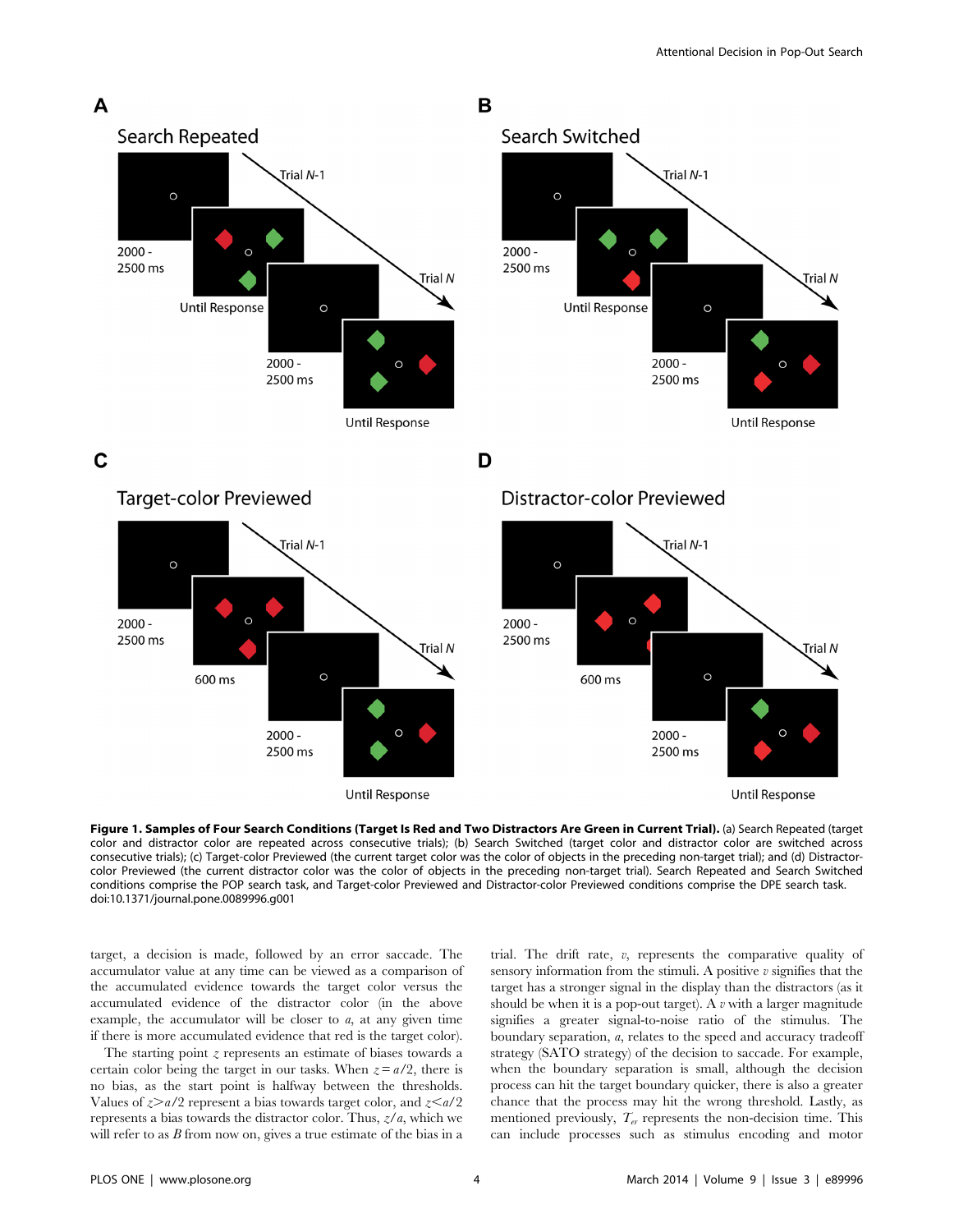**Figure 1. Samples of Four Search Conditions (Target Is Red and Two Distractors Are Green in Current Trial).** (a) Search Repeated (target color and distractor color are repeated across consecutive trials); (b) Search Switched (target color and distractor color are switched across consecutive trials); (c) Target-color Previewed (the current target color was the color of objects in the preceding non-target trial); and (d) Distractor-color Previewed (the current distractor color was the color of objects in the preceding non-target trial). Search Repeated and Search Switched conditions comprise the POP search task, and Target-color Previewed and Distractor-color Previewed conditions comprise the DPE search task. doi:10.1371/journal.pone.0089996.g001

target, a decision is made, followed by an error saccade. The accumulator value at any time can be viewed as a comparison of the accumulated evidence towards the target color versus the accumulated evidence of the distractor color (in the above example, the accumulator will be closer to $a$, at any given time if there is more accumulated evidence that red is the target color).

The starting point $z$ represents an estimate of biases towards a certain color being the target in our tasks. When $z = a/2$, there is no bias, as the start point is halfway between the thresholds. Values of $z > a/2$ represent a bias towards target color, and $z < a/2$ represents a bias towards the distractor color. Thus, $z/a$, which we will refer to as $B$ from now on, gives a true estimate of the bias in a trial. The drift rate, $v$, represents the comparative quality of sensory information from the stimuli. A positive $v$ signifies that the target has a stronger signal in the display than the distractors (as it should be when it is a pop-out target). A $v$ with a larger magnitude signifies a greater signal-to-noise ratio of the stimulus. The boundary separation, $a$, relates to the speed and accuracy tradeoff strategy (SATO strategy) of the decision to saccade. For example, when the boundary separation is small, although the decision process can hit the target boundary quicker, there is also a greater chance that the process may hit the wrong threshold. Lastly, as mentioned previously, $T_{er}$ represents the non-decision time. This can include processes such as stimulus encoding and motor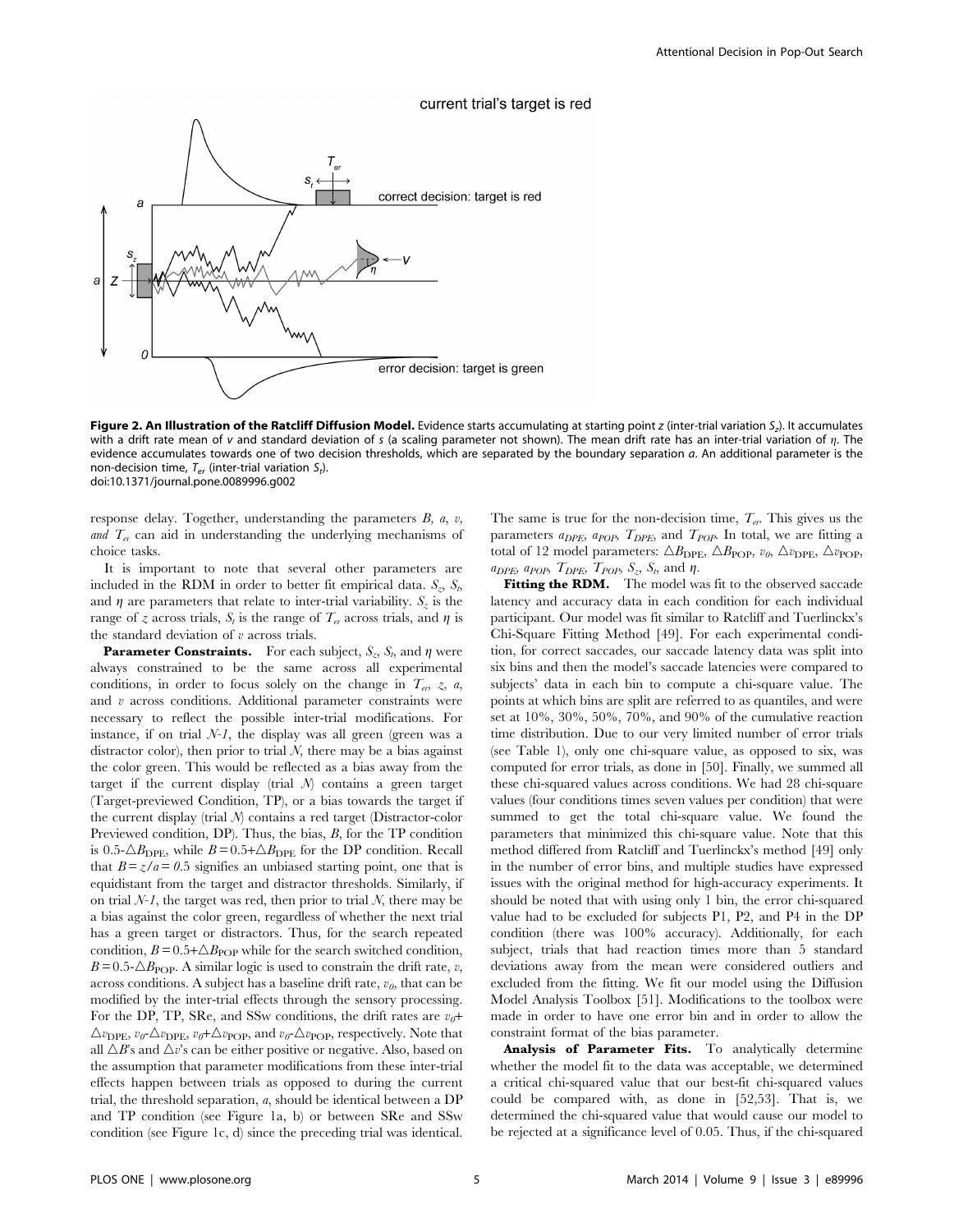**Figure 2. An Illustration of the Ratcliff Diffusion Model.** Evidence starts accumulating at starting point $z$ (inter-trial variation $S_z$). It accumulates with a drift rate mean of $v$ and standard deviation of $s$ (a scaling parameter not shown). The mean drift rate has an inter-trial variation of $\eta$. The evidence accumulates towards one of two decision thresholds, which are separated by the boundary separation $a$. An additional parameter is the non-decision time, $T_{er}$ (inter-trial variation $S_t$).
doi:10.1371/journal.pone.0089996.g002

response delay. Together, understanding the parameters $B$, $a$, $v$, and $T_{er}$ can aid in understanding the underlying mechanisms of choice tasks.

It is important to note that several other parameters are included in the RDM in order to better fit empirical data. $S_z$, $S_t$, and $\eta$ are parameters that relate to inter-trial variability. $S_z$ is the range of $z$ across trials, $S_t$ is the range of $T_{er}$ across trials, and $\eta$ is the standard deviation of $v$ across trials.

**Parameter Constraints.** For each subject, $S_z$, $S_t$, and $\eta$ were always constrained to be the same across all experimental conditions, in order to focus solely on the change in $T_{er}$, $z$, $a$, and $v$ across conditions. Additional parameter constraints were necessary to reflect the possible inter-trial modifications. For instance, if on trial $N$-$1$, the display was all green (green was a distractor color), then prior to trial $N$, there may be a bias against the color green. This would be reflected as a bias away from the target if the current display (trial $N$) contains a green target (Target-previewed Condition, TP), or a bias towards the target if the current display (trial $N$) contains a red target (Distractor-color Previewed condition, DP). Thus, the bias, $B$, for the TP condition is $0.5\text{-}\triangle B_{\text{DPE}}$, while $B = 0.5 + \triangle B_{\text{DPE}}$ for the DP condition. Recall that $B = z/a = 0.5$ signifies an unbiased starting point, one that is equidistant from the target and distractor thresholds. Similarly, if on trial $N$-$1$, the target was red, then prior to trial $N$, there may be a bias against the color green, regardless of whether the next trial has a green target or distractors. Thus, for the search repeated condition, $B = 0.5 + \triangle B_{\text{POP}}$ while for the search switched condition, $B = 0.5\text{-}\triangle B_{\text{POP}}$. A similar logic is used to constrain the drift rate, $v$, across conditions. A subject has a baseline drift rate, $v_0$, that can be modified by the inter-trial effects through the sensory processing. For the DP, TP, SRe, and SSw conditions, the drift rates are $v_0 + \triangle v_{\text{DPE}}$, $v_0\text{-}\triangle v_{\text{DPE}}$, $v_0 + \triangle v_{\text{POP}}$, and $v_0\text{-}\triangle v_{\text{POP}}$, respectively. Note that all $\triangle B$'s and $\triangle v$'s can be either positive or negative. Also, based on the assumption that parameter modifications from these inter-trial effects happen between trials as opposed to during the current trial, the threshold separation, $a$, should be identical between a DP and TP condition (see Figure 1a, b) or between SRe and SSw condition (see Figure 1c, d) since the preceding trial was identical. The same is true for the non-decision time, $T_{er}$. This gives us the parameters $a_{DPE}$, $a_{POP}$, $T_{DPE}$, and $T_{POP}$. In total, we are fitting a total of 12 model parameters: $\triangle B_{\text{DPE}}$, $\triangle B_{\text{POP}}$, $v_0$, $\triangle v_{\text{DPE}}$, $\triangle v_{\text{POP}}$, $a_{DPE}$, $a_{POP}$, $T_{DPE}$, $T_{POP}$, $S_z$, $S_t$, and $\eta$.

**Fitting the RDM.** The model was fit to the observed saccade latency and accuracy data in each condition for each individual participant. Our model was fit similar to Ratcliff and Tuerlinckx's Chi-Square Fitting Method [49]. For each experimental condition, for correct saccades, our saccade latency data was split into six bins and then the model's saccade latencies were compared to subjects' data in each bin to compute a chi-square value. The points at which bins are split are referred to as quantiles, and were set at 10%, 30%, 50%, 70%, and 90% of the cumulative reaction time distribution. Due to our very limited number of error trials (see Table 1), only one chi-square value, as opposed to six, was computed for error trials, as done in [50]. Finally, we summed all these chi-squared values across conditions. We had 28 chi-square values (four conditions times seven values per condition) that were summed to get the total chi-square value. We found the parameters that minimized this chi-square value. Note that this method differed from Ratcliff and Tuerlinckx's method [49] only in the number of error bins, and multiple studies have expressed issues with the original method for high-accuracy experiments. It should be noted that with using only 1 bin, the error chi-squared value had to be excluded for subjects P1, P2, and P4 in the DP condition (there was 100% accuracy). Additionally, for each subject, trials that had reaction times more than 5 standard deviations away from the mean were considered outliers and excluded from the fitting. We fit our model using the Diffusion Model Analysis Toolbox [51]. Modifications to the toolbox were made in order to have one error bin and in order to allow the constraint format of the bias parameter.

**Analysis of Parameter Fits.** To analytically determine whether the model fit to the data was acceptable, we determined a critical chi-squared value that our best-fit chi-squared values could be compared with, as done in [52,53]. That is, we determined the chi-squared value that would cause our model to be rejected at a significance level of 0.05. Thus, if the chi-squared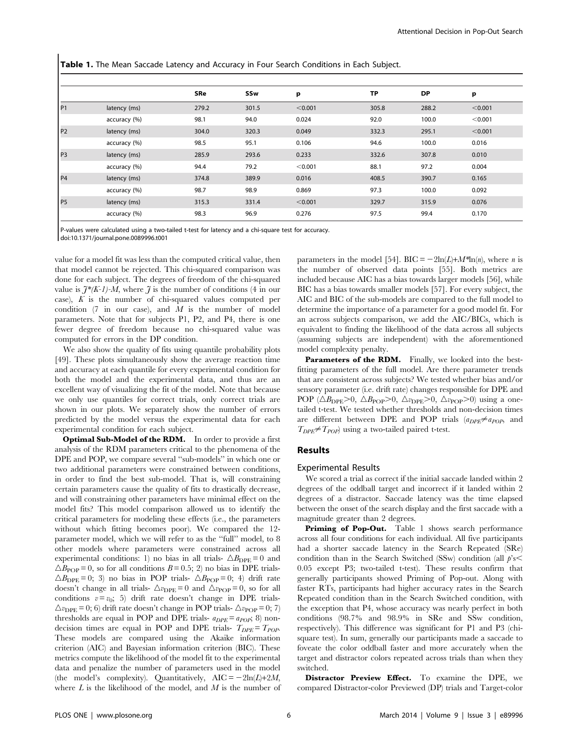**Table 1.** The Mean Saccade Latency and Accuracy in Four Search Conditions in Each Subject.

| | | SRe | SSw | p | TP | DP | p |
|---|---|---|---|---|---|---|---|
| P1 | latency (ms) | 279.2 | 301.5 | <0.001 | 305.8 | 288.2 | <0.001 |
| | accuracy (%) | 98.1 | 94.0 | 0.024 | 92.0 | 100.0 | <0.001 |
| P2 | latency (ms) | 304.0 | 320.3 | 0.049 | 332.3 | 295.1 | <0.001 |
| | accuracy (%) | 98.5 | 95.1 | 0.106 | 94.6 | 100.0 | 0.016 |
| P3 | latency (ms) | 285.9 | 293.6 | 0.233 | 332.6 | 307.8 | 0.010 |
| | accuracy (%) | 94.4 | 79.2 | <0.001 | 88.1 | 97.2 | 0.004 |
| P4 | latency (ms) | 374.8 | 389.9 | 0.016 | 408.5 | 390.7 | 0.165 |
| | accuracy (%) | 98.7 | 98.9 | 0.869 | 97.3 | 100.0 | 0.092 |
| P5 | latency (ms) | 315.3 | 331.4 | <0.001 | 329.7 | 315.9 | 0.076 |
| | accuracy (%) | 98.3 | 96.9 | 0.276 | 97.5 | 99.4 | 0.170 |

P-values were calculated using a two-tailed t-test for latency and a chi-square test for accuracy.

doi:10.1371/journal.pone.0089996.t001

value for a model fit was less than the computed critical value, then that model cannot be rejected. This chi-squared comparison was done for each subject. The degrees of freedom of the chi-squared value is $J*(K-1)-M$, where $J$ is the number of conditions (4 in our case), $K$ is the number of chi-squared values computed per condition (7 in our case), and $M$ is the number of model parameters. Note that for subjects P1, P2, and P4, there is one fewer degree of freedom because no chi-squared value was computed for errors in the DP condition.

We also show the quality of fits using quantile probability plots [49]. These plots simultaneously show the average reaction time and accuracy at each quantile for every experimental condition for both the model and the experimental data, and thus are an excellent way of visualizing the fit of the model. Note that because we only use quantiles for correct trials, only correct trials are shown in our plots. We separately show the number of errors predicted by the model versus the experimental data for each experimental condition for each subject.

**Optimal Sub-Model of the RDM.** In order to provide a first analysis of the RDM parameters critical to the phenomena of the DPE and POP, we compare several "sub-models" in which one or two additional parameters were constrained between conditions, in order to find the best sub-model. That is, will constraining certain parameters cause the quality of fits to drastically decrease, and will constraining other parameters have minimal effect on the model fits? This model comparison allowed us to identify the critical parameters for modeling these effects (i.e., the parameters without which fitting becomes poor). We compared the 12-parameter model, which we will refer to as the "full" model, to 8 other models where parameters were constrained across all experimental conditions: 1) no bias in all trials- $\triangle B_{\mathrm{DPE}}=0$ and $\triangle B_{\mathrm{POP}}=0$, so for all conditions $B=0.5$; 2) no bias in DPE trials- $\triangle B_{\mathrm{DPE}}=0$; 3) no bias in POP trials- $\triangle B_{\mathrm{POP}}=0$; 4) drift rate doesn't change in all trials- $\triangle v_{\mathrm{DPE}}=0$ and $\triangle v_{\mathrm{POP}}=0$, so for all conditions $v=v_0$; 5) drift rate doesn't change in DPE trials- $\triangle v_{\mathrm{DPE}}=0$; 6) drift rate doesn't change in POP trials- $\triangle v_{\mathrm{POP}}=0$; 7) thresholds are equal in POP and DPE trials- $a_{DPE}=a_{POP}$; 8) non-decision times are equal in POP and DPE trials- $T_{DPE}=T_{POP}$. These models are compared using the Akaike information criterion (AIC) and Bayesian information criterion (BIC). These metrics compute the likelihood of the model fit to the experimental data and penalize the number of parameters used in the model (the model's complexity). Quantitatively, $\mathrm{AIC}=-2\ln(L)+2M$, where $L$ is the likelihood of the model, and $M$ is the number of parameters in the model [54]. $\mathrm{BIC}=-2\ln(L)+M*\ln(n)$, where $n$ is the number of observed data points [55]. Both metrics are included because AIC has a bias towards larger models [56], while BIC has a bias towards smaller models [57]. For every subject, the AIC and BIC of the sub-models are compared to the full model to determine the importance of a parameter for a good model fit. For an across subjects comparison, we add the AIC/BICs, which is equivalent to finding the likelihood of the data across all subjects (assuming subjects are independent) with the aforementioned model complexity penalty.

**Parameters of the RDM.** Finally, we looked into the best-fitting parameters of the full model. Are there parameter trends that are consistent across subjects? We tested whether bias and/or sensory parameter (i.e. drift rate) changes responsible for DPE and POP ($\triangle B_{\mathrm{DPE}}>0$, $\triangle B_{\mathrm{POP}}>0$, $\triangle v_{\mathrm{DPE}}>0$, $\triangle v_{\mathrm{POP}}>0$) using a one-tailed t-test. We tested whether thresholds and non-decision times are different between DPE and POP trials ($a_{DPE}\neq a_{POP}$, and $T_{DPE}\neq T_{POP}$) using a two-tailed paired t-test.

## Results

### Experimental Results

We scored a trial as correct if the initial saccade landed within 2 degrees of the oddball target and incorrect if it landed within 2 degrees of a distractor. Saccade latency was the time elapsed between the onset of the search display and the first saccade with a magnitude greater than 2 degrees.

**Priming of Pop-Out.** Table 1 shows search performance across all four conditions for each individual. All five participants had a shorter saccade latency in the Search Repeated (SRe) condition than in the Search Switched (SSw) condition (all $p$'s $<$ 0.05 except P3; two-tailed t-test). These results confirm that generally participants showed Priming of Pop-out. Along with faster RTs, participants had higher accuracy rates in the Search Repeated condition than in the Search Switched condition, with the exception that P4, whose accuracy was nearly perfect in both conditions (98.7% and 98.9% in SRe and SSw condition, respectively). This difference was significant for P1 and P3 (chi-square test). In sum, generally our participants made a saccade to foveate the color oddball faster and more accurately when the target and distractor colors repeated across trials than when they switched.

**Distractor Preview Effect.** To examine the DPE, we compared Distractor-color Previewed (DP) trials and Target-color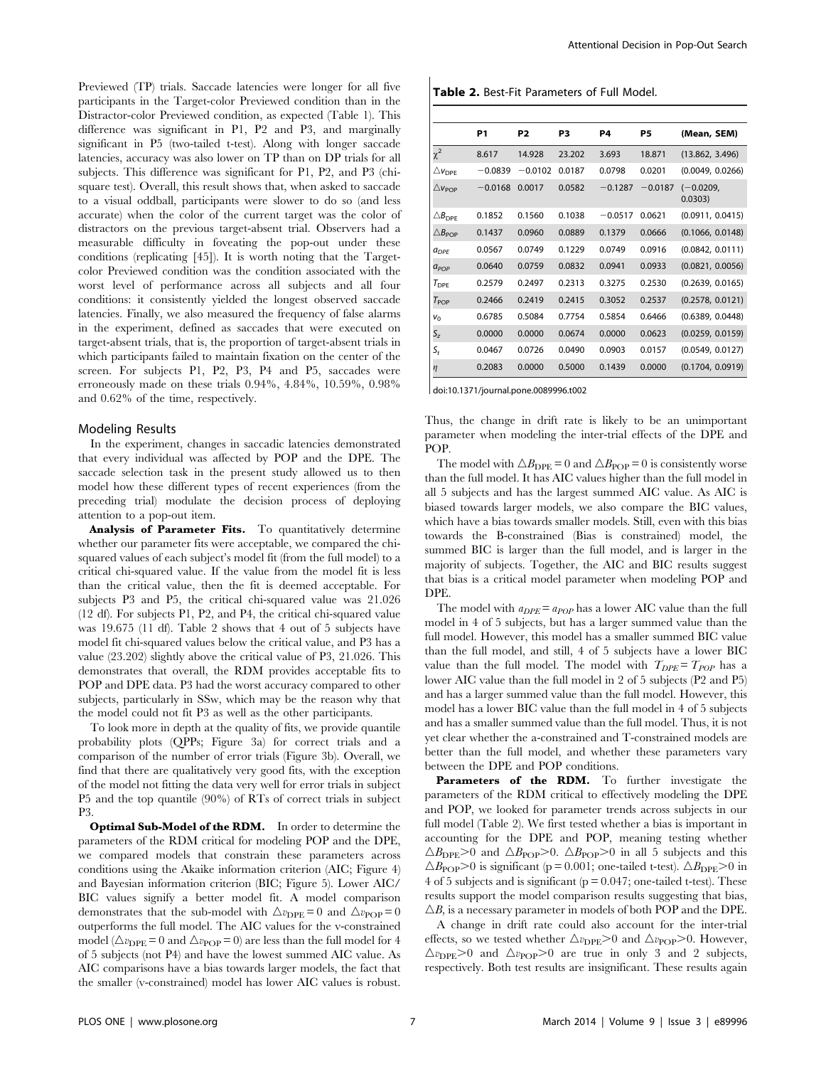Previewed (TP) trials. Saccade latencies were longer for all five participants in the Target-color Previewed condition than in the Distractor-color Previewed condition, as expected (Table 1). This difference was significant in P1, P2 and P3, and marginally significant in P5 (two-tailed t-test). Along with longer saccade latencies, accuracy was also lower on TP than on DP trials for all subjects. This difference was significant for P1, P2, and P3 (chi-square test). Overall, this result shows that, when asked to saccade to a visual oddball, participants were slower to do so (and less accurate) when the color of the current target was the color of distractors on the previous target-absent trial. Observers had a measurable difficulty in foveating the pop-out under these conditions (replicating [45]). It is worth noting that the Target-color Previewed condition was the condition associated with the worst level of performance across all subjects and all four conditions: it consistently yielded the longest observed saccade latencies. Finally, we also measured the frequency of false alarms in the experiment, defined as saccades that were executed on target-absent trials, that is, the proportion of target-absent trials in which participants failed to maintain fixation on the center of the screen. For subjects P1, P2, P3, P4 and P5, saccades were erroneously made on these trials 0.94%, 4.84%, 10.59%, 0.98% and 0.62% of the time, respectively.

## Modeling Results

In the experiment, changes in saccadic latencies demonstrated that every individual was affected by POP and the DPE. The saccade selection task in the present study allowed us to then model how these different types of recent experiences (from the preceding trial) modulate the decision process of deploying attention to a pop-out item.

**Analysis of Parameter Fits.** To quantitatively determine whether our parameter fits were acceptable, we compared the chi-squared values of each subject's model fit (from the full model) to a critical chi-squared value. If the value from the model fit is less than the critical value, then the fit is deemed acceptable. For subjects P3 and P5, the critical chi-squared value was 21.026 (12 df). For subjects P1, P2, and P4, the critical chi-squared value was 19.675 (11 df). Table 2 shows that 4 out of 5 subjects have model fit chi-squared values below the critical value, and P3 has a value (23.202) slightly above the critical value of P3, 21.026. This demonstrates that overall, the RDM provides acceptable fits to POP and DPE data. P3 had the worst accuracy compared to other subjects, particularly in SSw, which may be the reason why that the model could not fit P3 as well as the other participants.

To look more in depth at the quality of fits, we provide quantile probability plots (QPPs; Figure 3a) for correct trials and a comparison of the number of error trials (Figure 3b). Overall, we find that there are qualitatively very good fits, with the exception of the model not fitting the data very well for error trials in subject P5 and the top quantile (90%) of RTs of correct trials in subject P3.

**Optimal Sub-Model of the RDM.** In order to determine the parameters of the RDM critical for modeling POP and the DPE, we compared models that constrain these parameters across conditions using the Akaike information criterion (AIC; Figure 4) and Bayesian information criterion (BIC; Figure 5). Lower AIC/BIC values signify a better model fit. A model comparison demonstrates that the sub-model with $\triangle v_{\mathrm{DPE}} = 0$ and $\triangle v_{\mathrm{POP}} = 0$ outperforms the full model. The AIC values for the v-constrained model ($\triangle v_{\mathrm{DPE}} = 0$ and $\triangle v_{\mathrm{POP}} = 0$) are less than the full model for 4 of 5 subjects (not P4) and have the lowest summed AIC value. As AIC comparisons have a bias towards larger models, the fact that the smaller (v-constrained) model has lower AIC values is robust.

**Table 2.** Best-Fit Parameters of Full Model.

| | P1 | P2 | P3 | P4 | P5 | (Mean, SEM) |
|---|---|---|---|---|---|---|
| $\chi^2$ | 8.617 | 14.928 | 23.202 | 3.693 | 18.871 | (13.862, 3.496) |
| $\triangle v_{\mathrm{DPE}}$ | −0.0839 | −0.0102 | 0.0187 | 0.0798 | 0.0201 | (0.0049, 0.0266) |
| $\triangle v_{\mathrm{POP}}$ | −0.0168 | 0.0017 | 0.0582 | −0.1287 | −0.0187 | (−0.0209, 0.0303) |
| $\triangle B_{\mathrm{DPE}}$ | 0.1852 | 0.1560 | 0.1038 | −0.0517 | 0.0621 | (0.0911, 0.0415) |
| $\triangle B_{\mathrm{POP}}$ | 0.1437 | 0.0960 | 0.0889 | 0.1379 | 0.0666 | (0.1066, 0.0148) |
| $a_{DPE}$ | 0.0567 | 0.0749 | 0.1229 | 0.0749 | 0.0916 | (0.0842, 0.0111) |
| $a_{POP}$ | 0.0640 | 0.0759 | 0.0832 | 0.0941 | 0.0933 | (0.0821, 0.0056) |
| $T_{\mathrm{DPE}}$ | 0.2579 | 0.2497 | 0.2313 | 0.3275 | 0.2530 | (0.2639, 0.0165) |
| $T_{\mathrm{POP}}$ | 0.2466 | 0.2419 | 0.2415 | 0.3052 | 0.2537 | (0.2578, 0.0121) |
| $v_0$ | 0.6785 | 0.5084 | 0.7754 | 0.5854 | 0.6466 | (0.6389, 0.0448) |
| $S_z$ | 0.0000 | 0.0000 | 0.0674 | 0.0000 | 0.0623 | (0.0259, 0.0159) |
| $S_t$ | 0.0467 | 0.0726 | 0.0490 | 0.0903 | 0.0157 | (0.0549, 0.0127) |
| $\eta$ | 0.2083 | 0.0000 | 0.5000 | 0.1439 | 0.0000 | (0.1704, 0.0919) |

doi:10.1371/journal.pone.0089996.t002

Thus, the change in drift rate is likely to be an unimportant parameter when modeling the inter-trial effects of the DPE and POP.

The model with $\triangle B_{\mathrm{DPE}} = 0$ and $\triangle B_{\mathrm{POP}} = 0$ is consistently worse than the full model. It has AIC values higher than the full model in all 5 subjects and has the largest summed AIC value. As AIC is biased towards larger models, we also compare the BIC values, which have a bias towards smaller models. Still, even with this bias towards the B-constrained (Bias is constrained) model, the summed BIC is larger than the full model, and is larger in the majority of subjects. Together, the AIC and BIC results suggest that bias is a critical model parameter when modeling POP and DPE.

The model with $a_{DPE} = a_{POP}$ has a lower AIC value than the full model in 4 of 5 subjects, but has a larger summed value than the full model. However, this model has a smaller summed BIC value than the full model, and still, 4 of 5 subjects have a lower BIC value than the full model. The model with $T_{DPE} = T_{POP}$ has a lower AIC value than the full model in 2 of 5 subjects (P2 and P5) and has a larger summed value than the full model. However, this model has a lower BIC value than the full model in 4 of 5 subjects and has a smaller summed value than the full model. Thus, it is not yet clear whether the a-constrained and T-constrained models are better than the full model, and whether these parameters vary between the DPE and POP conditions.

**Parameters of the RDM.** To further investigate the parameters of the RDM critical to effectively modeling the DPE and POP, we looked for parameter trends across subjects in our full model (Table 2). We first tested whether a bias is important in accounting for the DPE and POP, meaning testing whether $\triangle B_{\mathrm{DPE}} > 0$ and $\triangle B_{\mathrm{POP}} > 0$. $\triangle B_{\mathrm{POP}} > 0$ in all 5 subjects and this $\triangle B_{\mathrm{POP}} > 0$ is significant ($p = 0.001$; one-tailed t-test). $\triangle B_{\mathrm{DPE}} > 0$ in 4 of 5 subjects and is significant ($p = 0.047$; one-tailed t-test). These results support the model comparison results suggesting that bias, $\triangle B$, is a necessary parameter in models of both POP and the DPE.

A change in drift rate could also account for the inter-trial effects, so we tested whether $\triangle v_{\mathrm{DPE}} > 0$ and $\triangle v_{\mathrm{POP}} > 0$. However, $\triangle v_{\mathrm{DPE}} > 0$ and $\triangle v_{\mathrm{POP}} > 0$ are true in only 3 and 2 subjects, respectively. Both test results are insignificant. These results again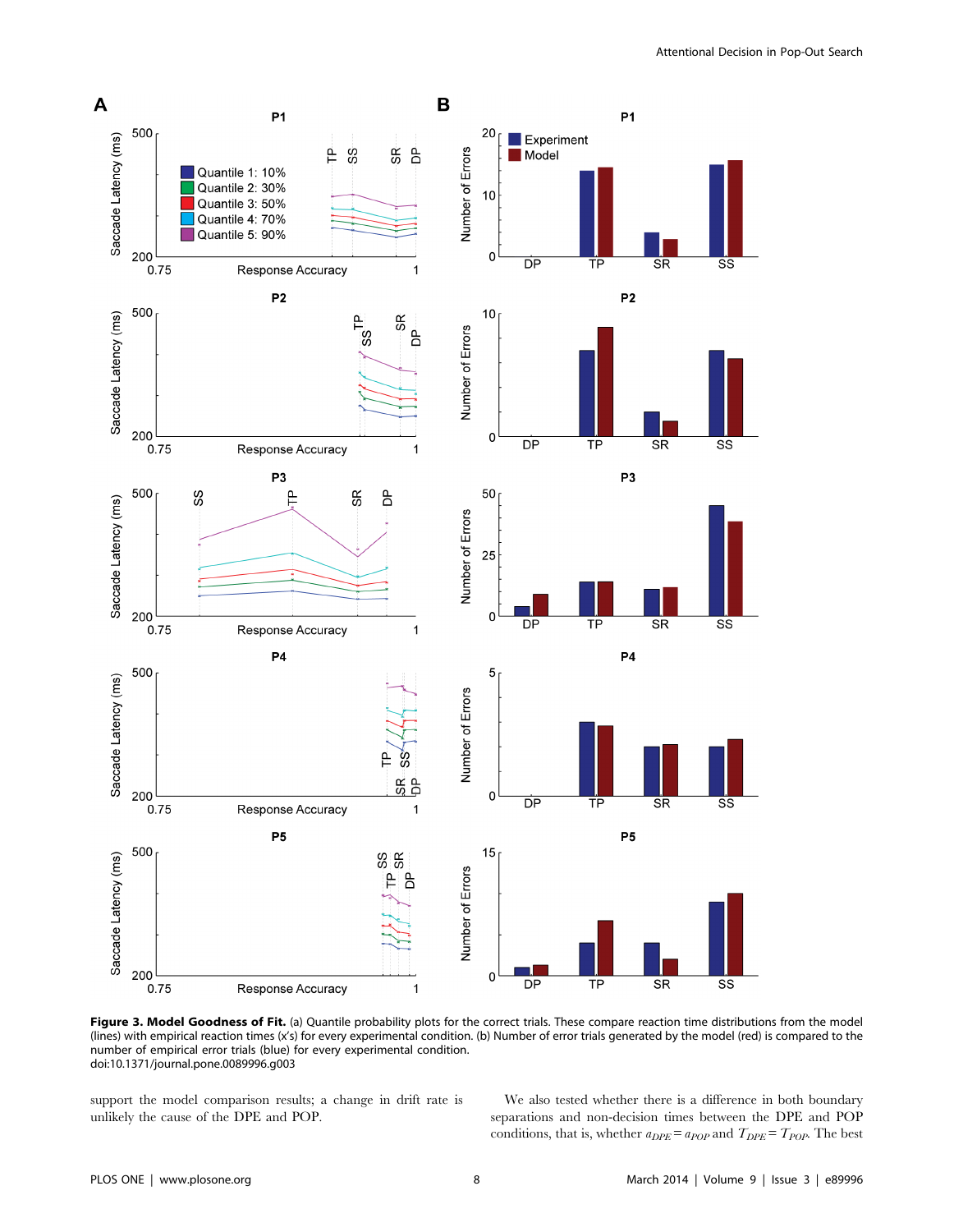**Figure 3. Model Goodness of Fit.** (a) Quantile probability plots for the correct trials. These compare reaction time distributions from the model (lines) with empirical reaction times (x's) for every experimental condition. (b) Number of error trials generated by the model (red) is compared to the number of empirical error trials (blue) for every experimental condition.
doi:10.1371/journal.pone.0089996.g003

support the model comparison results; a change in drift rate is unlikely the cause of the DPE and POP.

We also tested whether there is a difference in both boundary separations and non-decision times between the DPE and POP conditions, that is, whether $a_{DPE} = a_{POP}$ and $T_{DPE} = T_{POP}$. The best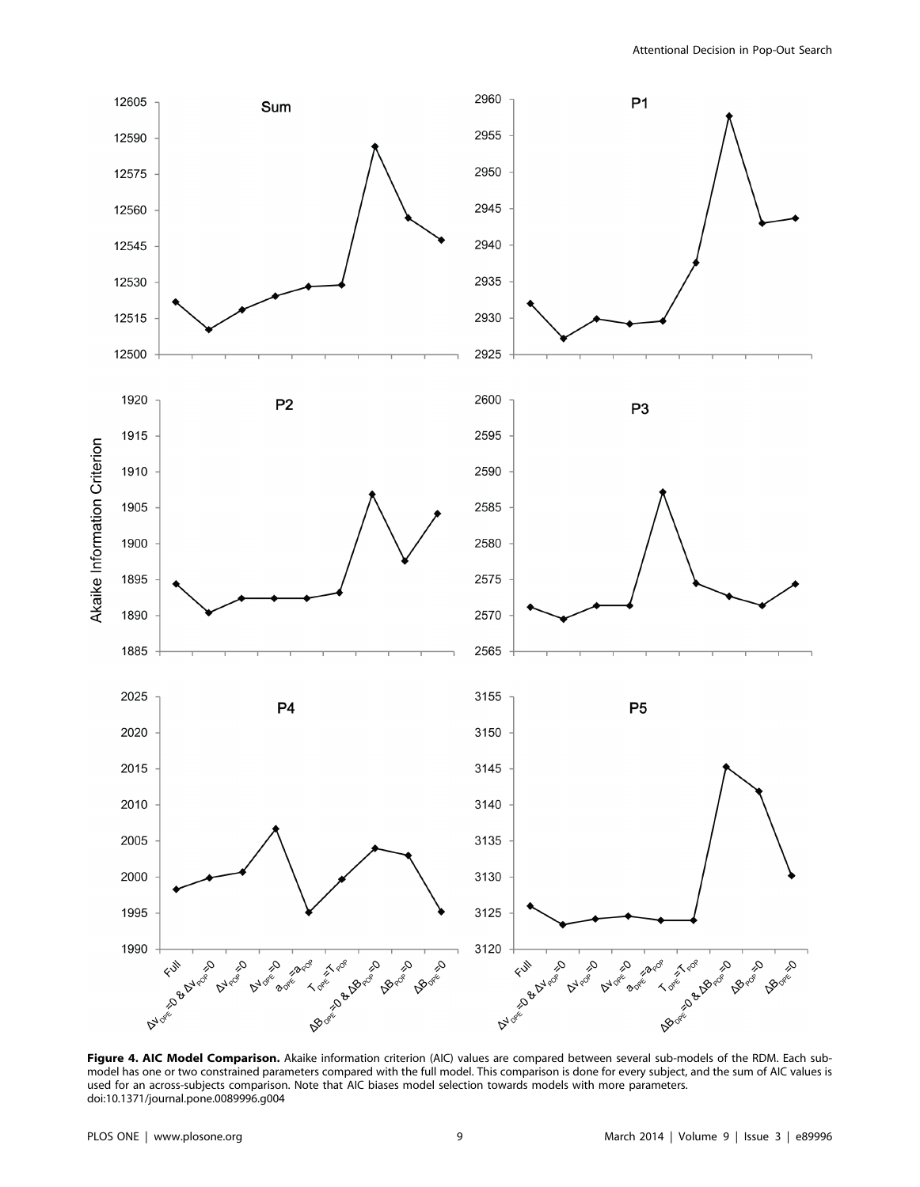**Figure 4. AIC Model Comparison.** Akaike information criterion (AIC) values are compared between several sub-models of the RDM. Each sub-model has one or two constrained parameters compared with the full model. This comparison is done for every subject, and the sum of AIC values is used for an across-subjects comparison. Note that AIC biases model selection towards models with more parameters.
doi:10.1371/journal.pone.0089996.g004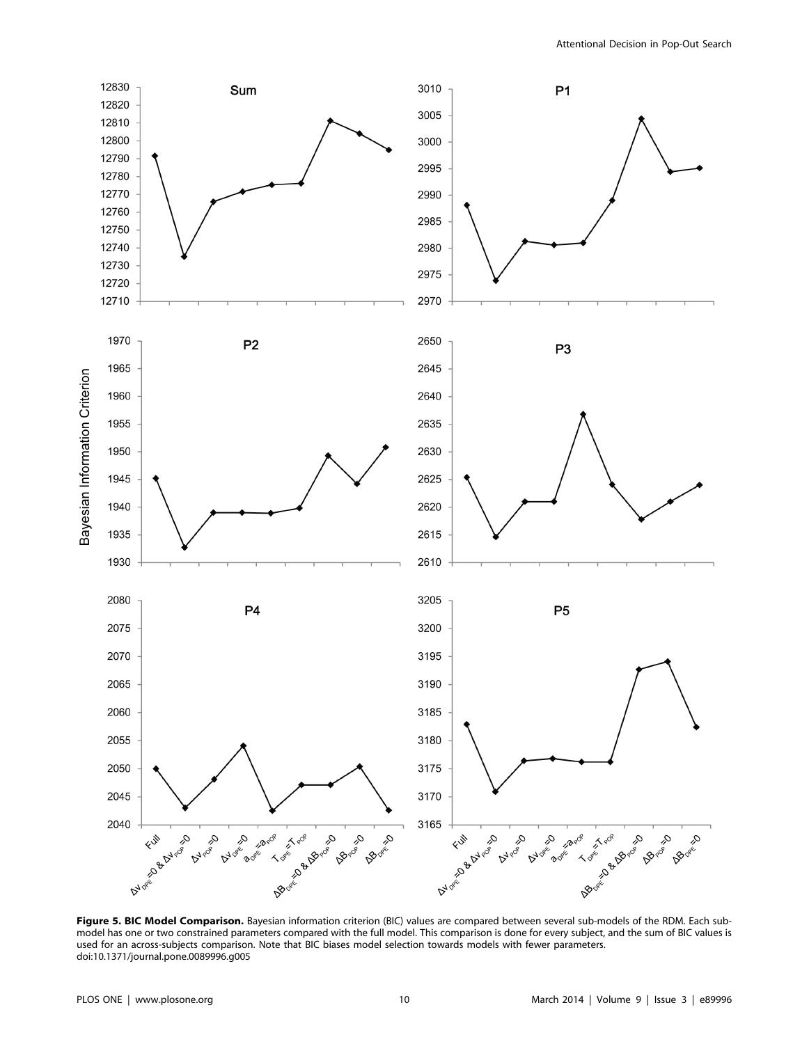**Figure 5. BIC Model Comparison.** Bayesian information criterion (BIC) values are compared between several sub-models of the RDM. Each sub-model has one or two constrained parameters compared with the full model. This comparison is done for every subject, and the sum of BIC values is used for an across-subjects comparison. Note that BIC biases model selection towards models with fewer parameters.
doi:10.1371/journal.pone.0089996.g005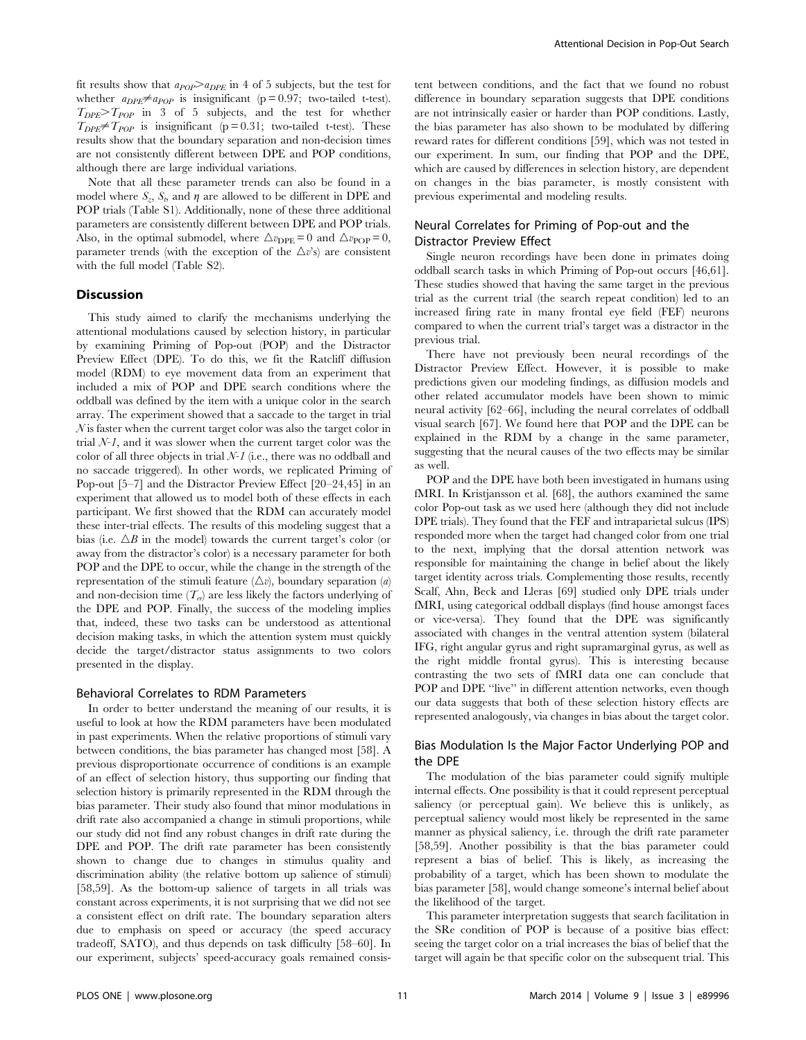fit results show that $a_{POP} > a_{DPE}$ in 4 of 5 subjects, but the test for whether $a_{DPE} \neq a_{POP}$ is insignificant (p = 0.97; two-tailed t-test). $T_{DPE} > T_{POP}$ in 3 of 5 subjects, and the test for whether $T_{DPE} \neq T_{POP}$ is insignificant (p = 0.31; two-tailed t-test). These results show that the boundary separation and non-decision times are not consistently different between DPE and POP conditions, although there are large individual variations.

Note that all these parameter trends can also be found in a model where $S_z$, $S_t$, and $\eta$ are allowed to be different in DPE and POP trials (Table S1). Additionally, none of these three additional parameters are consistently different between DPE and POP trials. Also, in the optimal submodel, where $\triangle v_{\mathrm{DPE}} = 0$ and $\triangle v_{\mathrm{POP}} = 0$, parameter trends (with the exception of the $\triangle v$'s) are consistent with the full model (Table S2).

## Discussion

This study aimed to clarify the mechanisms underlying the attentional modulations caused by selection history, in particular by examining Priming of Pop-out (POP) and the Distractor Preview Effect (DPE). To do this, we fit the Ratcliff diffusion model (RDM) to eye movement data from an experiment that included a mix of POP and DPE search conditions where the oddball was defined by the item with a unique color in the search array. The experiment showed that a saccade to the target in trial $N$ is faster when the current target color was also the target color in trial $N$-$1$, and it was slower when the current target color was the color of all three objects in trial $N$-$1$ (i.e., there was no oddball and no saccade triggered). In other words, we replicated Priming of Pop-out [5–7] and the Distractor Preview Effect [20–24,45] in an experiment that allowed us to model both of these effects in each participant. We first showed that the RDM can accurately model these inter-trial effects. The results of this modeling suggest that a bias (i.e. $\triangle B$ in the model) towards the current target's color (or away from the distractor's color) is a necessary parameter for both POP and the DPE to occur, while the change in the strength of the representation of the stimuli feature ($\triangle v$), boundary separation ($a$) and non-decision time ($T_{er}$) are less likely the factors underlying of the DPE and POP. Finally, the success of the modeling implies that, indeed, these two tasks can be understood as attentional decision making tasks, in which the attention system must quickly decide the target/distractor status assignments to two colors presented in the display.

### Behavioral Correlates to RDM Parameters

In order to better understand the meaning of our results, it is useful to look at how the RDM parameters have been modulated in past experiments. When the relative proportions of stimuli vary between conditions, the bias parameter has changed most [58]. A previous disproportionate occurrence of conditions is an example of an effect of selection history, thus supporting our finding that selection history is primarily represented in the RDM through the bias parameter. Their study also found that minor modulations in drift rate also accompanied a change in stimuli proportions, while our study did not find any robust changes in drift rate during the DPE and POP. The drift rate parameter has been consistently shown to change due to changes in stimulus quality and discrimination ability (the relative bottom up salience of stimuli) [58,59]. As the bottom-up salience of targets in all trials was constant across experiments, it is not surprising that we did not see a consistent effect on drift rate. The boundary separation alters due to emphasis on speed or accuracy (the speed accuracy tradeoff, SATO), and thus depends on task difficulty [58–60]. In our experiment, subjects' speed-accuracy goals remained consistent between conditions, and the fact that we found no robust difference in boundary separation suggests that DPE conditions are not intrinsically easier or harder than POP conditions. Lastly, the bias parameter has also shown to be modulated by differing reward rates for different conditions [59], which was not tested in our experiment. In sum, our finding that POP and the DPE, which are caused by differences in selection history, are dependent on changes in the bias parameter, is mostly consistent with previous experimental and modeling results.

### Neural Correlates for Priming of Pop-out and the Distractor Preview Effect

Single neuron recordings have been done in primates doing oddball search tasks in which Priming of Pop-out occurs [46,61]. These studies showed that having the same target in the previous trial as the current trial (the search repeat condition) led to an increased firing rate in many frontal eye field (FEF) neurons compared to when the current trial's target was a distractor in the previous trial.

There have not previously been neural recordings of the Distractor Preview Effect. However, it is possible to make predictions given our modeling findings, as diffusion models and other related accumulator models have been shown to mimic neural activity [62–66], including the neural correlates of oddball visual search [67]. We found here that POP and the DPE can be explained in the RDM by a change in the same parameter, suggesting that the neural causes of the two effects may be similar as well.

POP and the DPE have both been investigated in humans using fMRI. In Kristjansson et al. [68], the authors examined the same color Pop-out task as we used here (although they did not include DPE trials). They found that the FEF and intraparietal sulcus (IPS) responded more when the target had changed color from one trial to the next, implying that the dorsal attention network was responsible for maintaining the change in belief about the likely target identity across trials. Complementing those results, recently Scalf, Ahn, Beck and Lleras [69] studied only DPE trials under fMRI, using categorical oddball displays (find house amongst faces or vice-versa). They found that the DPE was significantly associated with changes in the ventral attention system (bilateral IFG, right angular gyrus and right supramarginal gyrus, as well as the right middle frontal gyrus). This is interesting because contrasting the two sets of fMRI data one can conclude that POP and DPE "live" in different attention networks, even though our data suggests that both of these selection history effects are represented analogously, via changes in bias about the target color.

### Bias Modulation Is the Major Factor Underlying POP and the DPE

The modulation of the bias parameter could signify multiple internal effects. One possibility is that it could represent perceptual saliency (or perceptual gain). We believe this is unlikely, as perceptual saliency would most likely be represented in the same manner as physical saliency, i.e. through the drift rate parameter [58,59]. Another possibility is that the bias parameter could represent a bias of belief. This is likely, as increasing the probability of a target, which has been shown to modulate the bias parameter [58], would change someone's internal belief about the likelihood of the target.

This parameter interpretation suggests that search facilitation in the SRe condition of POP is because of a positive bias effect: seeing the target color on a trial increases the bias of belief that the target will again be that specific color on the subsequent trial. This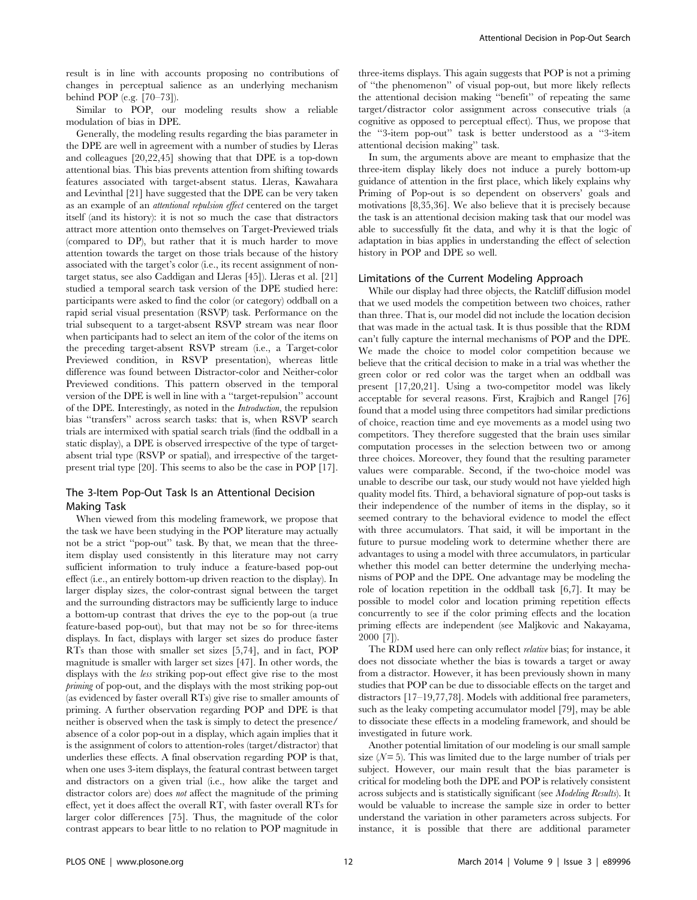result is in line with accounts proposing no contributions of changes in perceptual salience as an underlying mechanism behind POP (e.g. [70–73]).

Similar to POP, our modeling results show a reliable modulation of bias in DPE.

Generally, the modeling results regarding the bias parameter in the DPE are well in agreement with a number of studies by Lleras and colleagues [20,22,45] showing that that DPE is a top-down attentional bias. This bias prevents attention from shifting towards features associated with target-absent status. Lleras, Kawahara and Levinthal [21] have suggested that the DPE can be very taken as an example of an *attentional repulsion effect* centered on the target itself (and its history): it is not so much the case that distractors attract more attention onto themselves on Target-Previewed trials (compared to DP), but rather that it is much harder to move attention towards the target on those trials because of the history associated with the target's color (i.e., its recent assignment of non-target status, see also Caddigan and Lleras [45]). Lleras et al. [21] studied a temporal search task version of the DPE studied here: participants were asked to find the color (or category) oddball on a rapid serial visual presentation (RSVP) task. Performance on the trial subsequent to a target-absent RSVP stream was near floor when participants had to select an item of the color of the items on the preceding target-absent RSVP stream (i.e., a Target-color Previewed condition, in RSVP presentation), whereas little difference was found between Distractor-color and Neither-color Previewed conditions. This pattern observed in the temporal version of the DPE is well in line with a "target-repulsion" account of the DPE. Interestingly, as noted in the *Introduction*, the repulsion bias "transfers" across search tasks: that is, when RSVP search trials are intermixed with spatial search trials (find the oddball in a static display), a DPE is observed irrespective of the type of target-absent trial type (RSVP or spatial), and irrespective of the target-present trial type [20]. This seems to also be the case in POP [17].

## The 3-Item Pop-Out Task Is an Attentional Decision Making Task

When viewed from this modeling framework, we propose that the task we have been studying in the POP literature may actually not be a strict "pop-out" task. By that, we mean that the three-item display used consistently in this literature may not carry sufficient information to truly induce a feature-based pop-out effect (i.e., an entirely bottom-up driven reaction to the display). In larger display sizes, the color-contrast signal between the target and the surrounding distractors may be sufficiently large to induce a bottom-up contrast that drives the eye to the pop-out (a true feature-based pop-out), but that may not be so for three-items displays. In fact, displays with larger set sizes do produce faster RTs than those with smaller set sizes [5,74], and in fact, POP magnitude is smaller with larger set sizes [47]. In other words, the displays with the *less* striking pop-out effect give rise to the most *priming* of pop-out, and the displays with the most striking pop-out (as evidenced by faster overall RTs) give rise to smaller amounts of priming. A further observation regarding POP and DPE is that neither is observed when the task is simply to detect the presence/absence of a color pop-out in a display, which again implies that it is the assignment of colors to attention-roles (target/distractor) that underlies these effects. A final observation regarding POP is that, when one uses 3-item displays, the featural contrast between target and distractors on a given trial (i.e., how alike the target and distractor colors are) does *not* affect the magnitude of the priming effect, yet it does affect the overall RT, with faster overall RTs for larger color differences [75]. Thus, the magnitude of the color contrast appears to bear little to no relation to POP magnitude in three-items displays. This again suggests that POP is not a priming of "the phenomenon" of visual pop-out, but more likely reflects the attentional decision making "benefit" of repeating the same target/distractor color assignment across consecutive trials (a cognitive as opposed to perceptual effect). Thus, we propose that the "3-item pop-out" task is better understood as a "3-item attentional decision making" task.

In sum, the arguments above are meant to emphasize that the three-item display likely does not induce a purely bottom-up guidance of attention in the first place, which likely explains why Priming of Pop-out is so dependent on observers' goals and motivations [8,35,36]. We also believe that it is precisely because the task is an attentional decision making task that our model was able to successfully fit the data, and why it is that the logic of adaptation in bias applies in understanding the effect of selection history in POP and DPE so well.

## Limitations of the Current Modeling Approach

While our display had three objects, the Ratcliff diffusion model that we used models the competition between two choices, rather than three. That is, our model did not include the location decision that was made in the actual task. It is thus possible that the RDM can't fully capture the internal mechanisms of POP and the DPE. We made the choice to model color competition because we believe that the critical decision to make in a trial was whether the green color or red color was the target when an oddball was present [17,20,21]. Using a two-competitor model was likely acceptable for several reasons. First, Krajbich and Rangel [76] found that a model using three competitors had similar predictions of choice, reaction time and eye movements as a model using two competitors. They therefore suggested that the brain uses similar computation processes in the selection between two or among three choices. Moreover, they found that the resulting parameter values were comparable. Second, if the two-choice model was unable to describe our task, our study would not have yielded high quality model fits. Third, a behavioral signature of pop-out tasks is their independence of the number of items in the display, so it seemed contrary to the behavioral evidence to model the effect with three accumulators. That said, it will be important in the future to pursue modeling work to determine whether there are advantages to using a model with three accumulators, in particular whether this model can better determine the underlying mechanisms of POP and the DPE. One advantage may be modeling the role of location repetition in the oddball task [6,7]. It may be possible to model color and location priming repetition effects concurrently to see if the color priming effects and the location priming effects are independent (see Maljkovic and Nakayama, 2000 [7]).

The RDM used here can only reflect *relative* bias; for instance, it does not dissociate whether the bias is towards a target or away from a distractor. However, it has been previously shown in many studies that POP can be due to dissociable effects on the target and distractors [17–19,77,78]. Models with additional free parameters, such as the leaky competing accumulator model [79], may be able to dissociate these effects in a modeling framework, and should be investigated in future work.

Another potential limitation of our modeling is our small sample size ($N = 5$). This was limited due to the large number of trials per subject. However, our main result that the bias parameter is critical for modeling both the DPE and POP is relatively consistent across subjects and is statistically significant (see *Modeling Results*). It would be valuable to increase the sample size in order to better understand the variation in other parameters across subjects. For instance, it is possible that there are additional parameter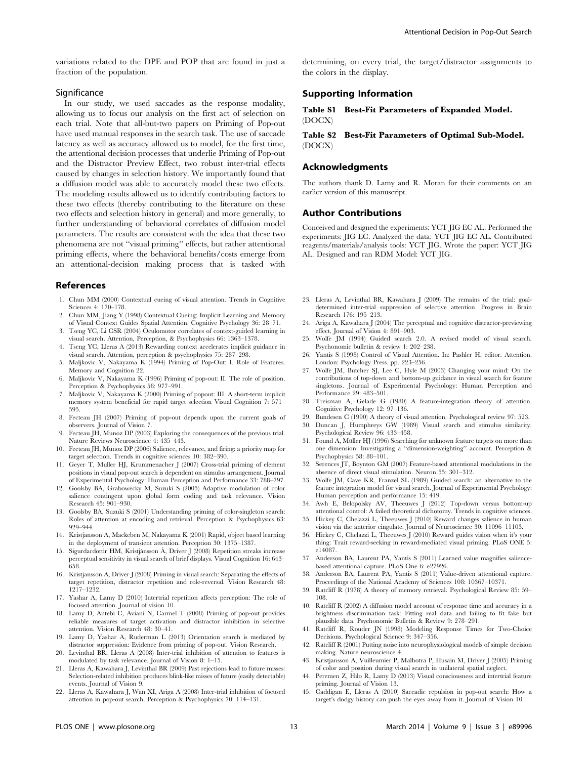variations related to the DPE and POP that are found in just a fraction of the population.

### Significance

In our study, we used saccades as the response modality, allowing us to focus our analysis on the first act of selection on each trial. Note that all-but-two papers on Priming of Pop-out have used manual responses in the search task. The use of saccade latency as well as accuracy allowed us to model, for the first time, the attentional decision processes that underlie Priming of Pop-out and the Distractor Preview Effect, two robust inter-trial effects caused by changes in selection history. We importantly found that a diffusion model was able to accurately model these two effects. The modeling results allowed us to identify contributing factors to these two effects (thereby contributing to the literature on these two effects and selection history in general) and more generally, to further understanding of behavioral correlates of diffusion model parameters. The results are consistent with the idea that these two phenomena are not ''visual priming'' effects, but rather attentional priming effects, where the behavioral benefits/costs emerge from an attentional-decision making process that is tasked with determining, on every trial, the target/distractor assignments to the colors in the display.

## Supporting Information

**Table S1 Best-Fit Parameters of Expanded Model.** (DOCX)

**Table S2 Best-Fit Parameters of Optimal Sub-Model.** (DOCX)

## Acknowledgments

The authors thank D. Lamy and R. Moran for their comments on an earlier version of this manuscript.

## Author Contributions

Conceived and designed the experiments: YCT JIG EC AL. Performed the experiments: JIG EC. Analyzed the data: YCT JIG EC AL. Contributed reagents/materials/analysis tools: YCT JIG. Wrote the paper: YCT JIG AL. Designed and ran RDM Model: YCT JIG.

## References

1. Chun MM (2000) Contextual cueing of visual attention. Trends in Cognitive Sciences 4: 170–178.
2. Chun MM, Jiang Y (1998) Contextual Cueing: Implicit Learning and Memory of Visual Context Guides Spatial Attention. Cognitive Psychology 36: 28–71.
3. Tseng YC, Li CSR (2004) Oculomotor correlates of context-guided learning in visual search. Attention, Perception, & Psychophysics 66: 1363–1378.
4. Tseng YC, Lleras A (2013) Rewarding context accelerates implicit guidance in visual search. Attention, perception & psychophysics 75: 287–298.
5. Maljkovic V, Nakayama K (1994) Priming of Pop-Out: I. Role of Features. Memory and Cognition 22.
6. Maljkovic V, Nakayama K (1996) Priming of pop-out: II. The role of position. Perception & Psychophysics 58: 977–991.
7. Maljkovic V, Nakayama K (2000) Priming of popout: III. A short-term implicit memory system beneficial for rapid target selection Visual Cognition 7: 571–595.
8. Fecteau JH (2007) Priming of pop-out depends upon the current goals of observers. Journal of Vision 7.
9. Fecteau JH, Munoz DP (2003) Exploring the consequences of the previous trial. Nature Reviews Neuroscience 4: 435–443.
10. Fecteau JH, Munoz DP (2006) Salience, relevance, and firing: a priority map for target selection. Trends in cognitive sciences 10: 382–390.
11. Geyer T, Muller HJ, Krummenacher J (2007) Cross-trial priming of element positions in visual pop-out search is dependent on stimulus arrangement. Journal of Experimental Psychology: Human Perception and Performance 33: 788–797.
12. Goolsby BA, Grabowecky M, Suzuki S (2005) Adaptive modulation of color salience contingent upon global form coding and task relevance. Vision Research 45: 901–930.
13. Goolsby BA, Suzuki S (2001) Understanding priming of color-singleton search: Roles of attention at encoding and retrieval. Perception & Psychophysics 63: 929–944.
14. Kristjansson A, Mackeben M, Nakayama K (2001) Rapid, object based learning in the deployment of transient attention. Perception 30: 1375–1387.
15. Sigurdardottir HM, Kristjánsson Á, Driver J (2008) Repetition streaks increase perceptual sensitivity in visual search of brief displays. Visual Cognition 16: 643–658.
16. Kristjansson A, Driver J (2008) Priming in visual search: Separating the effects of target repetition, distractor repetition and role-reversal. Vision Research 48: 1217–1232.
17. Yashar A, Lamy D (2010) Intertrial repetition affects perception: The role of focused attention. Journal of vision 10.
18. Lamy D, Antebi C, Aviani N, Carmel T (2008) Priming of pop-out provides reliable measures of target activation and distractor inhibition in selective attention. Vision Research 48: 30–41.
19. Lamy D, Yashar A, Ruderman L (2013) Orientation search is mediated by distractor suppression: Evidence from priming of pop-out. Vision Research.
20. Levinthal BR, Lleras A (2008) Inter-trial inhibition of attention to features is modulated by task relevance. Journal of Vision 8: 1–15.
21. Lleras A, Kawahara J, Levinthal BR (2009) Past rejections lead to future misses: Selection-related inhibition produces blink-like misses of future (easily detectable) events. Journal of Vision 9.
22. Lleras A, Kawahara J, Wan XI, Ariga A (2008) Inter-trial inhibition of focused attention in pop-out search. Perception & Psychophysics 70: 114–131.
23. Lleras A, Levinthal BR, Kawahara J (2009) The remains of the trial: goal-determined inter-trial suppression of selective attention. Progress in Brain Research 176: 195–213.
24. Ariga A, Kawahara J (2004) The perceptual and cognitive distractor-previewing effect. Journal of Vision 4: 891–903.
25. Wolfe JM (1994) Guided search 2.0. A revised model of visual search. Psychonomic bulletin & review 1: 202–238.
26. Yantis S (1998) Control of Visual Attention. In: Pashler H, editor. Attention. London: Psychology Press. pp. 223–256.
27. Wolfe JM, Butcher SJ, Lee C, Hyle M (2003) Changing your mind: On the contributions of top-down and bottom-up guidance in visual search for feature singletons. Journal of Experimental Psychology: Human Perception and Performance 29: 483–501.
28. Treisman A, Gelade G (1980) A feature-integration theory of attention. Cognitive Psychology 12: 97–136.
29. Bundesen C (1990) A theory of visual attention. Psychological review 97: 523.
30. Duncan J, Humphreys GW (1989) Visual search and stimulus similarity. Psychological Review 96: 433–458.
31. Found A, Müller HJ (1996) Searching for unknown feature targets on more than one dimension: Investigating a ''dimension-weighting'' account. Perception & Psychophysics 58: 88–101.
32. Serences JT, Boynton GM (2007) Feature-based attentional modulations in the absence of direct visual stimulation. Neuron 55: 301–312.
33. Wolfe JM, Cave KR, Franzel SL (1989) Guided search: an alternative to the feature integration model for visual search. Journal of Experimental Psychology: Human perception and performance 15: 419.
34. Awh E, Belopolsky AV, Theeuwes J (2012) Top-down versus bottom-up attentional control: A failed theoretical dichotomy. Trends in cognitive sciences.
35. Hickey C, Chelazzi L, Theeuwes J (2010) Reward changes salience in human vision via the anterior cingulate. Journal of Neuroscience 30: 11096–11103.
36. Hickey C, Chelazzi L, Theeuwes J (2010) Reward guides vision when it's your thing: Trait reward-seeking in reward-mediated visual priming. PLoS ONE 5: e14087.
37. Anderson BA, Laurent PA, Yantis S (2011) Learned value magnifies salience-based attentional capture. PLoS One 6: e27926.
38. Anderson BA, Laurent PA, Yantis S (2011) Value-driven attentional capture. Proceedings of the National Academy of Sciences 108: 10367–10371.
39. Ratcliff R (1978) A theory of memory retrieval. Psychological Review 85: 59–108.
40. Ratcliff R (2002) A diffusion model account of response time and accuracy in a brightness discrimination task: Fitting real data and failing to fit fake but plausible data. Psychonomic Bulletin & Review 9: 278–291.
41. Ratcliff R, Rouder JN (1998) Modeling Response Times for Two-Choice Decisions. Psychological Science 9: 347–356.
42. Ratcliff R (2001) Putting noise into neurophysiological models of simple decision making. Nature neuroscience 4.
43. Kristjansson A, Vuilleumier P, Malhotra P, Husain M, Driver J (2005) Priming of color and position during visual search in unilateral spatial neglect.
44. Peremen Z, Hilo R, Lamy D (2013) Visual consciousness and intertrial feature priming. Journal of Vision 13.
45. Caddigan E, Lleras A (2010) Saccadic repulsion in pop-out search: How a target's dodgy history can push the eyes away from it. Journal of Vision 10.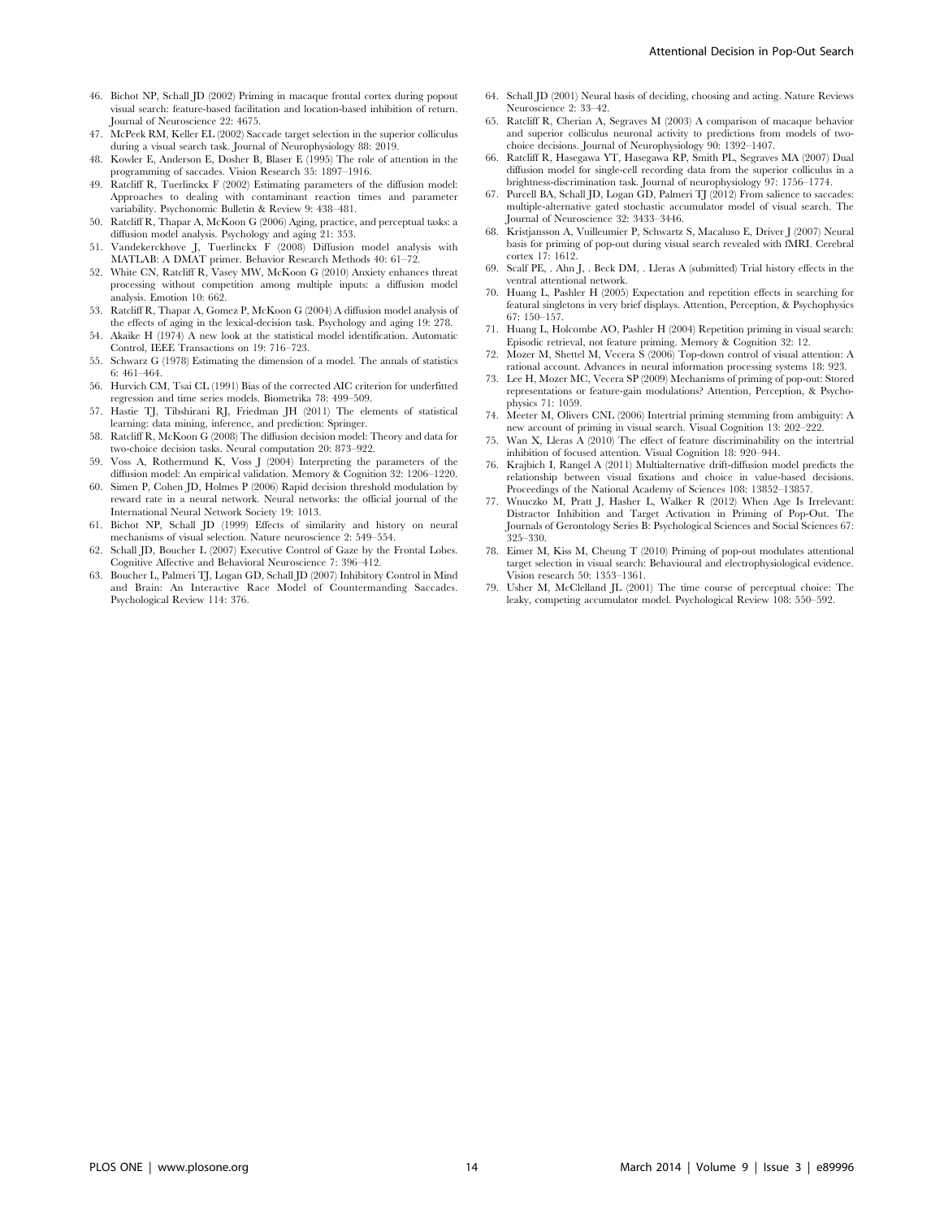46. Bichot NP, Schall JD (2002) Priming in macaque frontal cortex during popout visual search: feature-based facilitation and location-based inhibition of return. Journal of Neuroscience 22: 4675.
47. McPeek RM, Keller EL (2002) Saccade target selection in the superior colliculus during a visual search task. Journal of Neurophysiology 88: 2019.
48. Kowler E, Anderson E, Dosher B, Blaser E (1995) The role of attention in the programming of saccades. Vision Research 35: 1897–1916.
49. Ratcliff R, Tuerlinckx F (2002) Estimating parameters of the diffusion model: Approaches to dealing with contaminant reaction times and parameter variability. Psychonomic Bulletin & Review 9: 438–481.
50. Ratcliff R, Thapar A, McKoon G (2006) Aging, practice, and perceptual tasks: a diffusion model analysis. Psychology and aging 21: 353.
51. Vandekerckhove J, Tuerlinckx F (2008) Diffusion model analysis with MATLAB: A DMAT primer. Behavior Research Methods 40: 61–72.
52. White CN, Ratcliff R, Vasey MW, McKoon G (2010) Anxiety enhances threat processing without competition among multiple inputs: a diffusion model analysis. Emotion 10: 662.
53. Ratcliff R, Thapar A, Gomez P, McKoon G (2004) A diffusion model analysis of the effects of aging in the lexical-decision task. Psychology and aging 19: 278.
54. Akaike H (1974) A new look at the statistical model identification. Automatic Control, IEEE Transactions on 19: 716–723.
55. Schwarz G (1978) Estimating the dimension of a model. The annals of statistics 6: 461–464.
56. Hurvich CM, Tsai CL (1991) Bias of the corrected AIC criterion for underfitted regression and time series models. Biometrika 78: 499–509.
57. Hastie TJ, Tibshirani RJ, Friedman JH (2011) The elements of statistical learning: data mining, inference, and prediction: Springer.
58. Ratcliff R, McKoon G (2008) The diffusion decision model: Theory and data for two-choice decision tasks. Neural computation 20: 873–922.
59. Voss A, Rothermund K, Voss J (2004) Interpreting the parameters of the diffusion model: An empirical validation. Memory & Cognition 32: 1206–1220.
60. Simen P, Cohen JD, Holmes P (2006) Rapid decision threshold modulation by reward rate in a neural network. Neural networks: the official journal of the International Neural Network Society 19: 1013.
61. Bichot NP, Schall JD (1999) Effects of similarity and history on neural mechanisms of visual selection. Nature neuroscience 2: 549–554.
62. Schall JD, Boucher L (2007) Executive Control of Gaze by the Frontal Lobes. Cognitive Affective and Behavioral Neuroscience 7: 396–412.
63. Boucher L, Palmeri TJ, Logan GD, Schall JD (2007) Inhibitory Control in Mind and Brain: An Interactive Race Model of Countermanding Saccades. Psychological Review 114: 376.
64. Schall JD (2001) Neural basis of deciding, choosing and acting. Nature Reviews Neuroscience 2: 33–42.
65. Ratcliff R, Cherian A, Segraves M (2003) A comparison of macaque behavior and superior colliculus neuronal activity to predictions from models of two-choice decisions. Journal of Neurophysiology 90: 1392–1407.
66. Ratcliff R, Hasegawa YT, Hasegawa RP, Smith PL, Segraves MA (2007) Dual diffusion model for single-cell recording data from the superior colliculus in a brightness-discrimination task. Journal of neurophysiology 97: 1756–1774.
67. Purcell BA, Schall JD, Logan GD, Palmeri TJ (2012) From salience to saccades: multiple-alternative gated stochastic accumulator model of visual search. The Journal of Neuroscience 32: 3433–3446.
68. Kristjansson A, Vuilleumier P, Schwartz S, Macaluso E, Driver J (2007) Neural basis for priming of pop-out during visual search revealed with fMRI. Cerebral cortex 17: 1612.
69. Scalf PE, . Ahn J, . Beck DM, . Lleras A (submitted) Trial history effects in the ventral attentional network.
70. Huang L, Pashler H (2005) Expectation and repetition effects in searching for featural singletons in very brief displays. Attention, Perception, & Psychophysics 67: 150–157.
71. Huang L, Holcombe AO, Pashler H (2004) Repetition priming in visual search: Episodic retrieval, not feature priming. Memory & Cognition 32: 12.
72. Mozer M, Shettel M, Vecera S (2006) Top-down control of visual attention: A rational account. Advances in neural information processing systems 18: 923.
73. Lee H, Mozer MC, Vecera SP (2009) Mechanisms of priming of pop-out: Stored representations or feature-gain modulations? Attention, Perception, & Psychophysics 71: 1059.
74. Meeter M, Olivers CNL (2006) Intertrial priming stemming from ambiguity: A new account of priming in visual search. Visual Cognition 13: 202–222.
75. Wan X, Lleras A (2010) The effect of feature discriminability on the intertrial inhibition of focused attention. Visual Cognition 18: 920–944.
76. Krajbich I, Rangel A (2011) Multialternative drift-diffusion model predicts the relationship between visual fixations and choice in value-based decisions. Proceedings of the National Academy of Sciences 108: 13852–13857.
77. Wnuczko M, Pratt J, Hasher L, Walker R (2012) When Age Is Irrelevant: Distractor Inhibition and Target Activation in Priming of Pop-Out. The Journals of Gerontology Series B: Psychological Sciences and Social Sciences 67: 325–330.
78. Eimer M, Kiss M, Cheung T (2010) Priming of pop-out modulates attentional target selection in visual search: Behavioural and electrophysiological evidence. Vision research 50: 1353–1361.
79. Usher M, McClelland JL (2001) The time course of perceptual choice: The leaky, competing accumulator model. Psychological Review 108: 550–592.